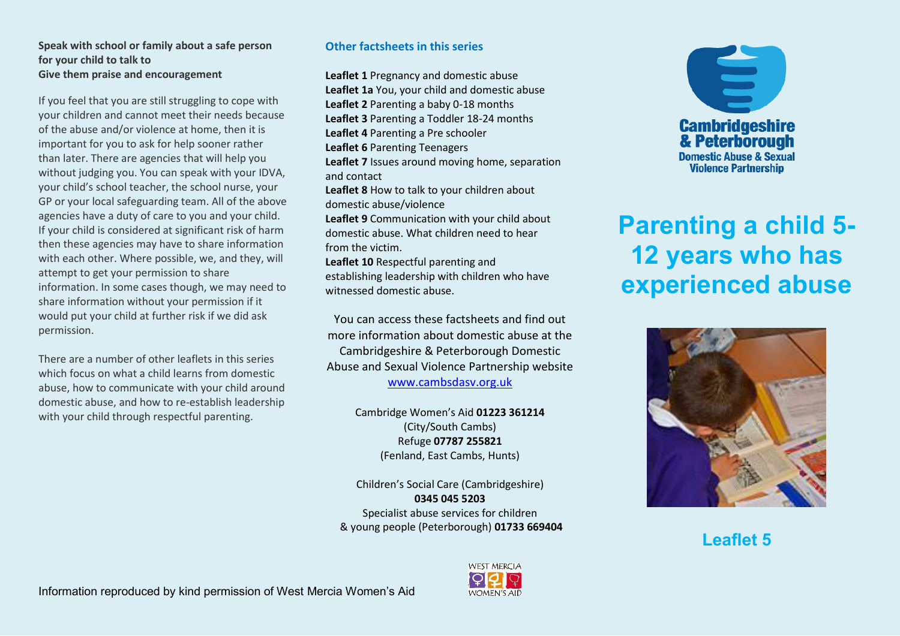**Speak with school or family about a safe person for your child to talk to**
**Give them praise and encouragement**

If you feel that you are still struggling to cope with your children and cannot meet their needs because of the abuse and/or violence at home, then it is important for you to ask for help sooner rather than later. There are agencies that will help you without judging you. You can speak with your IDVA, your child's school teacher, the school nurse, your GP or your local safeguarding team. All of the above agencies have a duty of care to you and your child. If your child is considered at significant risk of harm then these agencies may have to share information with each other. Where possible, we, and they, will attempt to get your permission to share information. In some cases though, we may need to share information without your permission if it would put your child at further risk if we did ask permission.

There are a number of other leaflets in this series which focus on what a child learns from domestic abuse, how to communicate with your child around domestic abuse, and how to re-establish leadership with your child through respectful parenting.

## Other factsheets in this series

**Leaflet 1** Pregnancy and domestic abuse
**Leaflet 1a** You, your child and domestic abuse
**Leaflet 2** Parenting a baby 0-18 months
**Leaflet 3** Parenting a Toddler 18-24 months
**Leaflet 4** Parenting a Pre schooler
**Leaflet 6** Parenting Teenagers
**Leaflet 7** Issues around moving home, separation and contact
**Leaflet 8** How to talk to your children about domestic abuse/violence
**Leaflet 9** Communication with your child about domestic abuse. What children need to hear from the victim.
**Leaflet 10** Respectful parenting and establishing leadership with children who have witnessed domestic abuse.

You can access these factsheets and find out more information about domestic abuse at the Cambridgeshire & Peterborough Domestic Abuse and Sexual Violence Partnership website [www.cambsdasv.org.uk](http://www.cambsdasv.org.uk)

Cambridge Women's Aid **01223 361214**
(City/South Cambs)
Refuge **07787 255821**
(Fenland, East Cambs, Hunts)

Children's Social Care (Cambridgeshire)
**0345 045 5203**
Specialist abuse services for children & young people (Peterborough) **01733 669404**

Information reproduced by kind permission of West Mercia Women's Aid

WEST MERCIA WOMEN'S AID

Cambridgeshire & Peterborough Domestic Abuse & Sexual Violence Partnership

# Parenting a child 5-12 years who has experienced abuse

**Leaflet 5**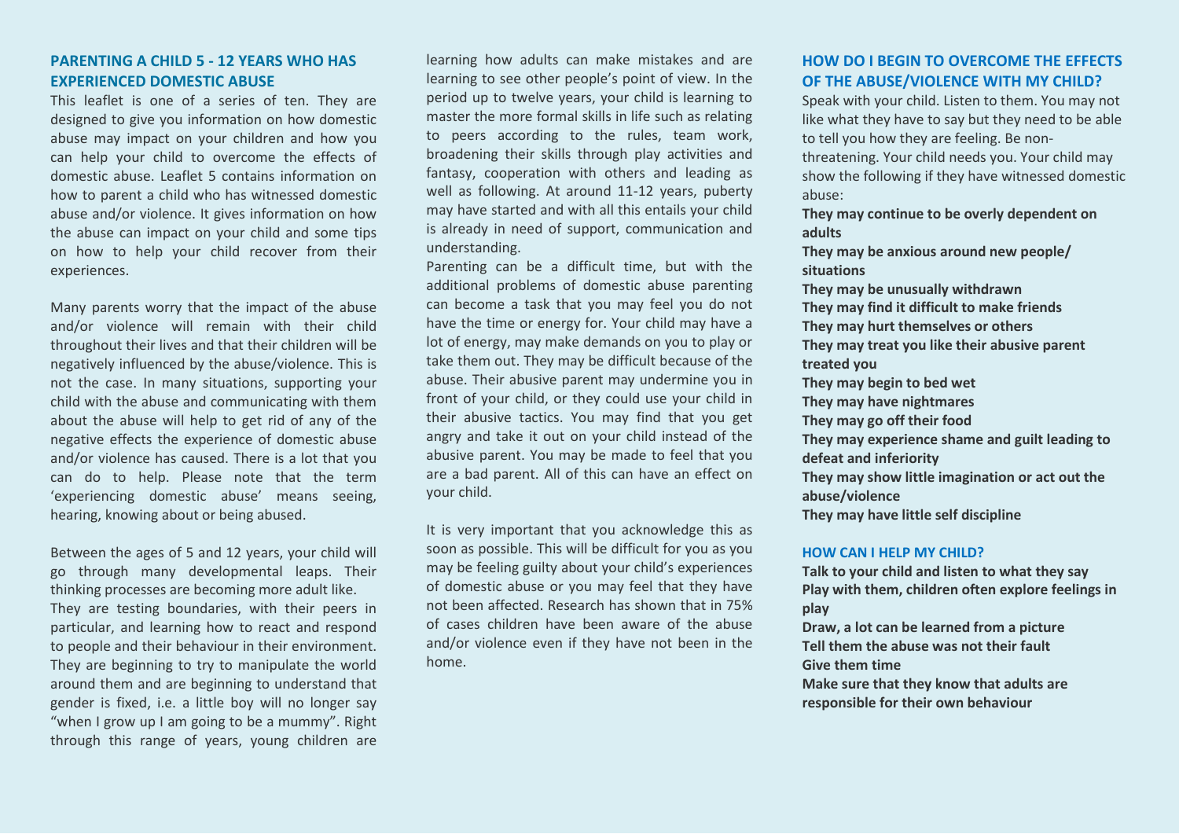## PARENTING A CHILD 5 - 12 YEARS WHO HAS EXPERIENCED DOMESTIC ABUSE

This leaflet is one of a series of ten. They are designed to give you information on how domestic abuse may impact on your children and how you can help your child to overcome the effects of domestic abuse. Leaflet 5 contains information on how to parent a child who has witnessed domestic abuse and/or violence. It gives information on how the abuse can impact on your child and some tips on how to help your child recover from their experiences.

Many parents worry that the impact of the abuse and/or violence will remain with their child throughout their lives and that their children will be negatively influenced by the abuse/violence. This is not the case. In many situations, supporting your child with the abuse and communicating with them about the abuse will help to get rid of any of the negative effects the experience of domestic abuse and/or violence has caused. There is a lot that you can do to help. Please note that the term 'experiencing domestic abuse' means seeing, hearing, knowing about or being abused.

Between the ages of 5 and 12 years, your child will go through many developmental leaps. Their thinking processes are becoming more adult like. They are testing boundaries, with their peers in particular, and learning how to react and respond to people and their behaviour in their environment. They are beginning to try to manipulate the world around them and are beginning to understand that gender is fixed, i.e. a little boy will no longer say "when I grow up I am going to be a mummy". Right through this range of years, young children are learning how adults can make mistakes and are learning to see other people's point of view. In the period up to twelve years, your child is learning to master the more formal skills in life such as relating to peers according to the rules, team work, broadening their skills through play activities and fantasy, cooperation with others and leading as well as following. At around 11-12 years, puberty may have started and with all this entails your child is already in need of support, communication and understanding.

Parenting can be a difficult time, but with the additional problems of domestic abuse parenting can become a task that you may feel you do not have the time or energy for. Your child may have a lot of energy, may make demands on you to play or take them out. They may be difficult because of the abuse. Their abusive parent may undermine you in front of your child, or they could use your child in their abusive tactics. You may find that you get angry and take it out on your child instead of the abusive parent. You may be made to feel that you are a bad parent. All of this can have an effect on your child.

It is very important that you acknowledge this as soon as possible. This will be difficult for you as you may be feeling guilty about your child's experiences of domestic abuse or you may feel that they have not been affected. Research has shown that in 75% of cases children have been aware of the abuse and/or violence even if they have not been in the home.

## HOW DO I BEGIN TO OVERCOME THE EFFECTS OF THE ABUSE/VIOLENCE WITH MY CHILD?

Speak with your child. Listen to them. You may not like what they have to say but they need to be able to tell you how they are feeling. Be non-threatening. Your child needs you. Your child may show the following if they have witnessed domestic abuse:

**They may continue to be overly dependent on adults**
**They may be anxious around new people/ situations**
**They may be unusually withdrawn**
**They may find it difficult to make friends**
**They may hurt themselves or others**
**They may treat you like their abusive parent treated you**
**They may begin to bed wet**
**They may have nightmares**
**They may go off their food**
**They may experience shame and guilt leading to defeat and inferiority**
**They may show little imagination or act out the abuse/violence**
**They may have little self discipline**

### HOW CAN I HELP MY CHILD?

**Talk to your child and listen to what they say**
**Play with them, children often explore feelings in play**
**Draw, a lot can be learned from a picture**
**Tell them the abuse was not their fault**
**Give them time**
**Make sure that they know that adults are responsible for their own behaviour**